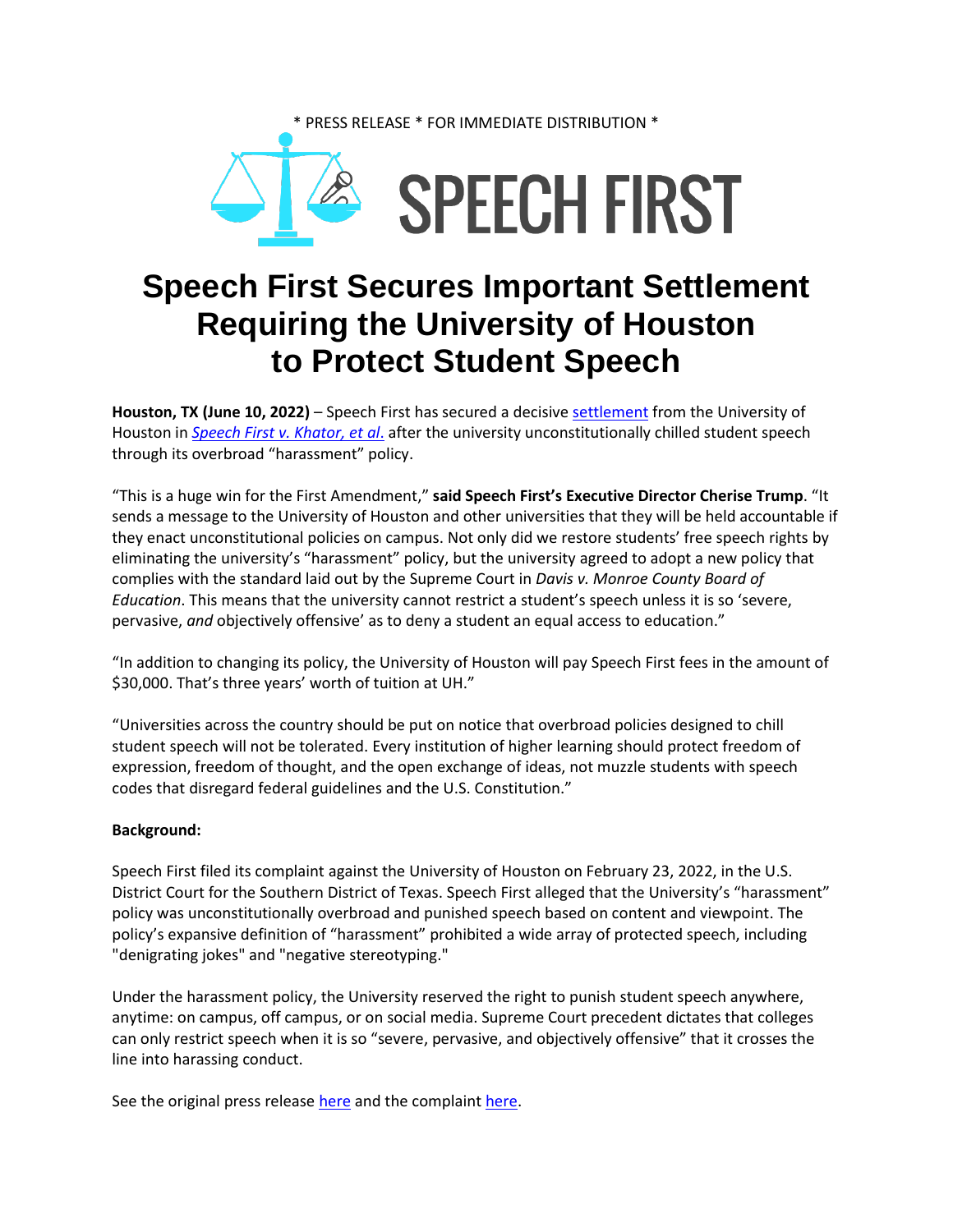\* PRESS RELEASE \* FOR IMMEDIATE DISTRIBUTION \*

SPEECH FIRST

# Speech First Secures Important Settlement Requiring the University of Houston to Protect Student Speech

**Houston, TX (June 10, 2022)** – Speech First has secured a decisive settlement from the University of Houston in *Speech First v. Khator, et al*. after the university unconstitutionally chilled student speech through its overbroad "harassment" policy.

"This is a huge win for the First Amendment," **said Speech First's Executive Director Cherise Trump**. "It sends a message to the University of Houston and other universities that they will be held accountable if they enact unconstitutional policies on campus. Not only did we restore students' free speech rights by eliminating the university's "harassment" policy, but the university agreed to adopt a new policy that complies with the standard laid out by the Supreme Court in *Davis v. Monroe County Board of Education*. This means that the university cannot restrict a student's speech unless it is so 'severe, pervasive, *and* objectively offensive' as to deny a student an equal access to education."

"In addition to changing its policy, the University of Houston will pay Speech First fees in the amount of $30,000. That's three years' worth of tuition at UH."

"Universities across the country should be put on notice that overbroad policies designed to chill student speech will not be tolerated. Every institution of higher learning should protect freedom of expression, freedom of thought, and the open exchange of ideas, not muzzle students with speech codes that disregard federal guidelines and the U.S. Constitution."

**Background:**

Speech First filed its complaint against the University of Houston on February 23, 2022, in the U.S. District Court for the Southern District of Texas. Speech First alleged that the University's "harassment" policy was unconstitutionally overbroad and punished speech based on content and viewpoint. The policy's expansive definition of "harassment" prohibited a wide array of protected speech, including "denigrating jokes" and "negative stereotyping."

Under the harassment policy, the University reserved the right to punish student speech anywhere, anytime: on campus, off campus, or on social media. Supreme Court precedent dictates that colleges can only restrict speech when it is so "severe, pervasive, and objectively offensive" that it crosses the line into harassing conduct.

See the original press release here and the complaint here.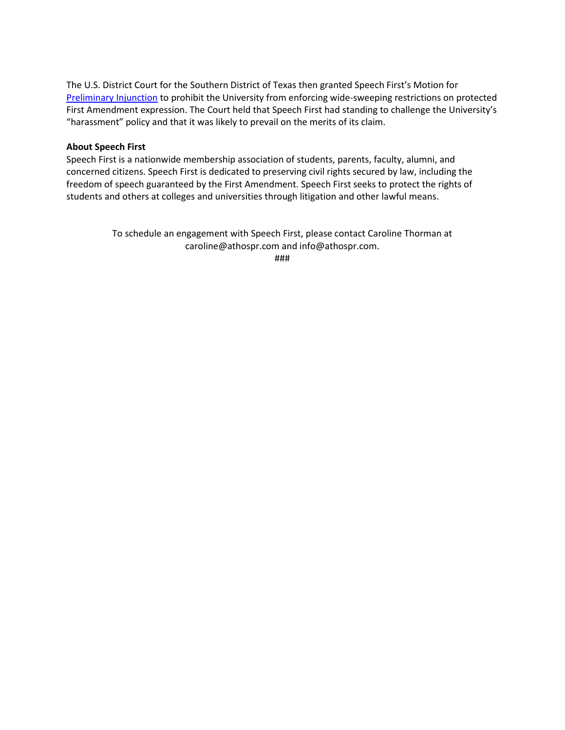The U.S. District Court for the Southern District of Texas then granted Speech First's Motion for [Preliminary Injunction](#) to prohibit the University from enforcing wide-sweeping restrictions on protected First Amendment expression. The Court held that Speech First had standing to challenge the University's "harassment" policy and that it was likely to prevail on the merits of its claim.

**About Speech First**

Speech First is a nationwide membership association of students, parents, faculty, alumni, and concerned citizens. Speech First is dedicated to preserving civil rights secured by law, including the freedom of speech guaranteed by the First Amendment. Speech First seeks to protect the rights of students and others at colleges and universities through litigation and other lawful means.

To schedule an engagement with Speech First, please contact Caroline Thorman at caroline@athospr.com and info@athospr.com.

###